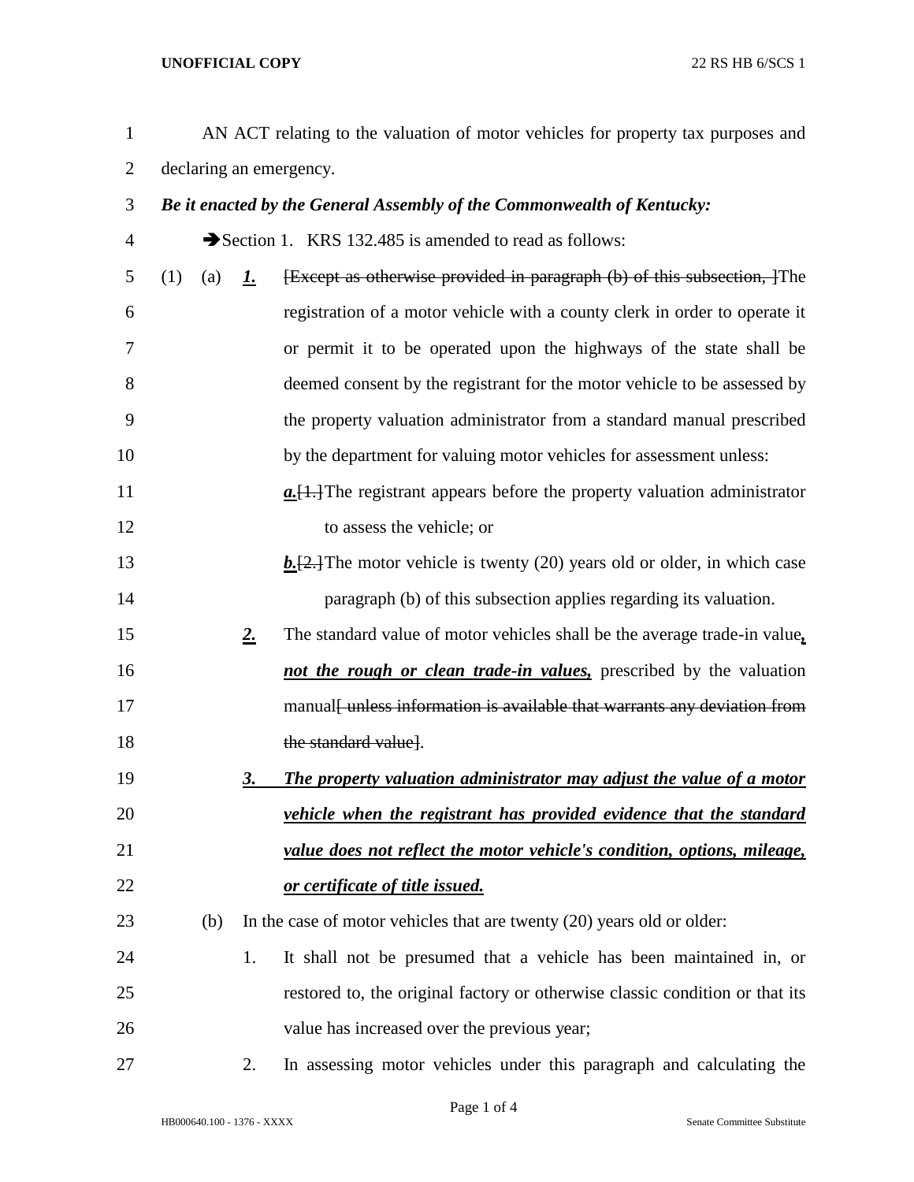AN ACT relating to the valuation of motor vehicles for property tax purposes and declaring an emergency.

***Be it enacted by the General Assembly of the Commonwealth of Kentucky:***

➔Section 1. KRS 132.485 is amended to read as follows:

(1) (a) ***1.*** ~~[Except as otherwise provided in paragraph (b) of this subsection, ]~~The registration of a motor vehicle with a county clerk in order to operate it or permit it to be operated upon the highways of the state shall be deemed consent by the registrant for the motor vehicle to be assessed by the property valuation administrator from a standard manual prescribed by the department for valuing motor vehicles for assessment unless:

***a.***~~[1.]~~The registrant appears before the property valuation administrator to assess the vehicle; or

***b.***~~[2.]~~The motor vehicle is twenty (20) years old or older, in which case paragraph (b) of this subsection applies regarding its valuation.

***2.*** The standard value of motor vehicles shall be the average trade-in value***, not the rough or clean trade-in values,*** prescribed by the valuation manual~~[ unless information is available that warrants any deviation from the standard value]~~.

***3. The property valuation administrator may adjust the value of a motor vehicle when the registrant has provided evidence that the standard value does not reflect the motor vehicle's condition, options, mileage, or certificate of title issued.***

(b) In the case of motor vehicles that are twenty (20) years old or older:

1. It shall not be presumed that a vehicle has been maintained in, or restored to, the original factory or otherwise classic condition or that its value has increased over the previous year;

2. In assessing motor vehicles under this paragraph and calculating the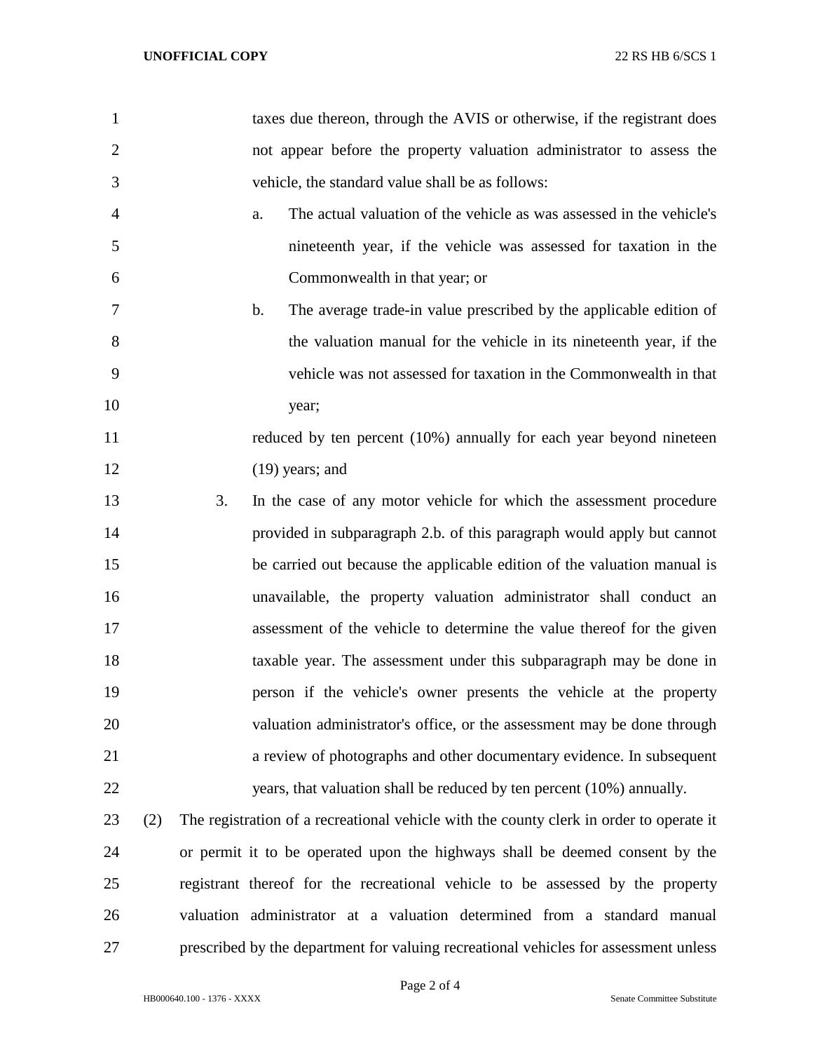taxes due thereon, through the AVIS or otherwise, if the registrant does not appear before the property valuation administrator to assess the vehicle, the standard value shall be as follows:

a. The actual valuation of the vehicle as was assessed in the vehicle's nineteenth year, if the vehicle was assessed for taxation in the Commonwealth in that year; or

b. The average trade-in value prescribed by the applicable edition of the valuation manual for the vehicle in its nineteenth year, if the vehicle was not assessed for taxation in the Commonwealth in that year;

reduced by ten percent (10%) annually for each year beyond nineteen (19) years; and

3. In the case of any motor vehicle for which the assessment procedure provided in subparagraph 2.b. of this paragraph would apply but cannot be carried out because the applicable edition of the valuation manual is unavailable, the property valuation administrator shall conduct an assessment of the vehicle to determine the value thereof for the given taxable year. The assessment under this subparagraph may be done in person if the vehicle's owner presents the vehicle at the property valuation administrator's office, or the assessment may be done through a review of photographs and other documentary evidence. In subsequent years, that valuation shall be reduced by ten percent (10%) annually.

(2) The registration of a recreational vehicle with the county clerk in order to operate it or permit it to be operated upon the highways shall be deemed consent by the registrant thereof for the recreational vehicle to be assessed by the property valuation administrator at a valuation determined from a standard manual prescribed by the department for valuing recreational vehicles for assessment unless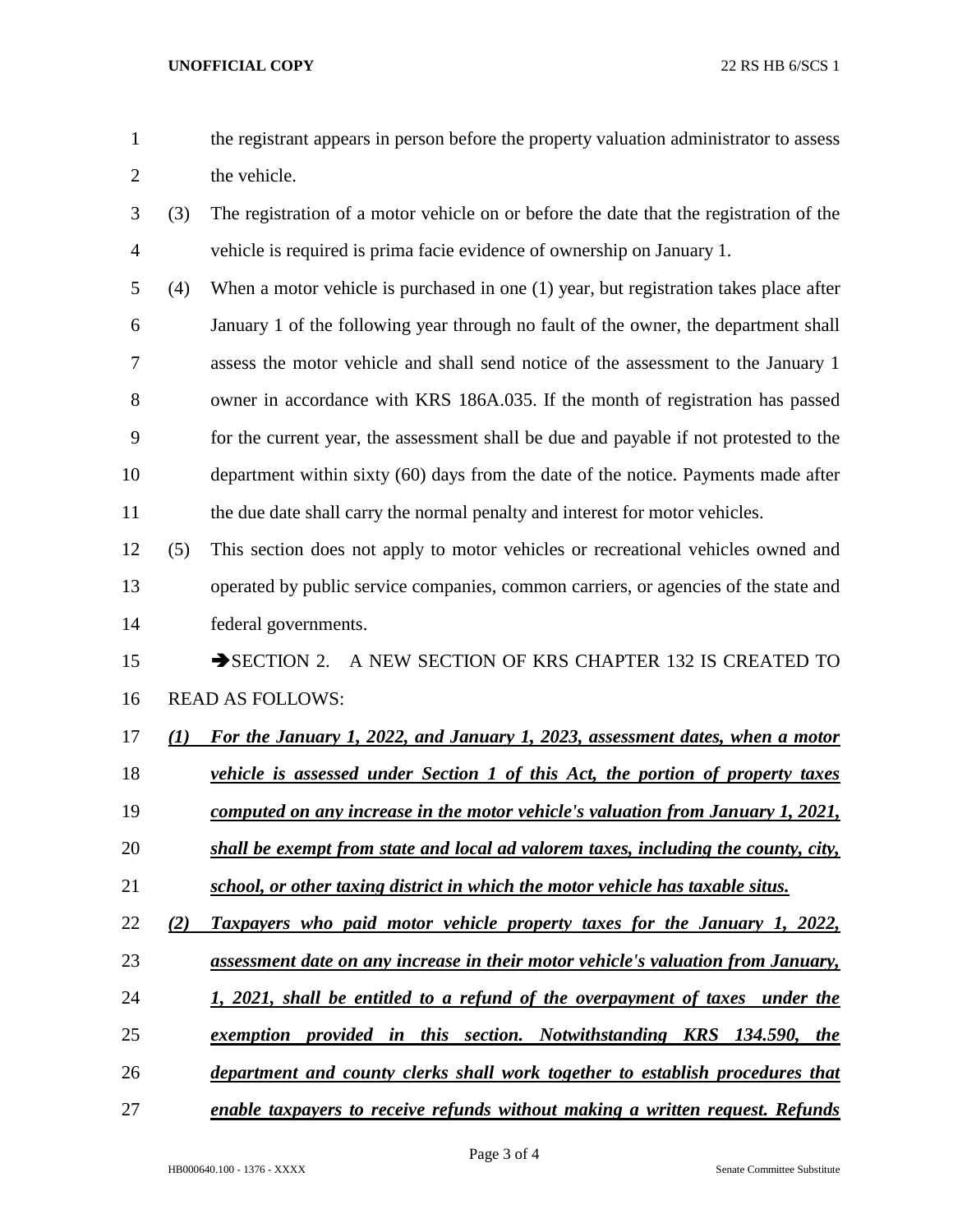the registrant appears in person before the property valuation administrator to assess the vehicle.

(3) The registration of a motor vehicle on or before the date that the registration of the vehicle is required is prima facie evidence of ownership on January 1.

(4) When a motor vehicle is purchased in one (1) year, but registration takes place after January 1 of the following year through no fault of the owner, the department shall assess the motor vehicle and shall send notice of the assessment to the January 1 owner in accordance with KRS 186A.035. If the month of registration has passed for the current year, the assessment shall be due and payable if not protested to the department within sixty (60) days from the date of the notice. Payments made after the due date shall carry the normal penalty and interest for motor vehicles.

(5) This section does not apply to motor vehicles or recreational vehicles owned and operated by public service companies, common carriers, or agencies of the state and federal governments.

➔SECTION 2. A NEW SECTION OF KRS CHAPTER 132 IS CREATED TO READ AS FOLLOWS:

***(1) For the January 1, 2022, and January 1, 2023, assessment dates, when a motor vehicle is assessed under Section 1 of this Act, the portion of property taxes computed on any increase in the motor vehicle's valuation from January 1, 2021, shall be exempt from state and local ad valorem taxes, including the county, city, school, or other taxing district in which the motor vehicle has taxable situs.***

***(2) Taxpayers who paid motor vehicle property taxes for the January 1, 2022, assessment date on any increase in their motor vehicle's valuation from January, 1, 2021, shall be entitled to a refund of the overpayment of taxes under the exemption provided in this section. Notwithstanding KRS 134.590, the department and county clerks shall work together to establish procedures that enable taxpayers to receive refunds without making a written request. Refunds***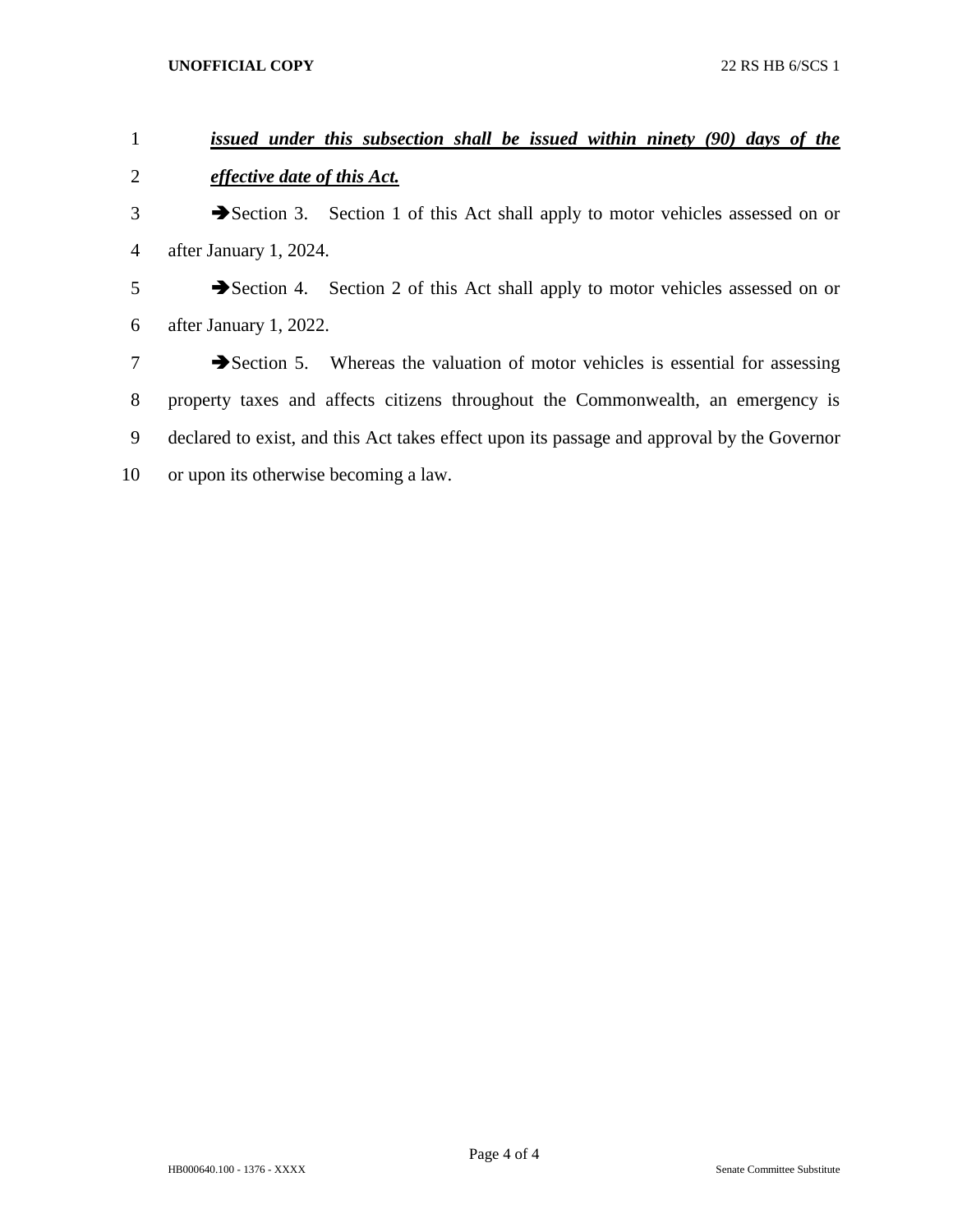***issued under this subsection shall be issued within ninety (90) days of the effective date of this Act.***

➔Section 3. Section 1 of this Act shall apply to motor vehicles assessed on or after January 1, 2024.

➔Section 4. Section 2 of this Act shall apply to motor vehicles assessed on or after January 1, 2022.

➔Section 5. Whereas the valuation of motor vehicles is essential for assessing property taxes and affects citizens throughout the Commonwealth, an emergency is declared to exist, and this Act takes effect upon its passage and approval by the Governor or upon its otherwise becoming a law.